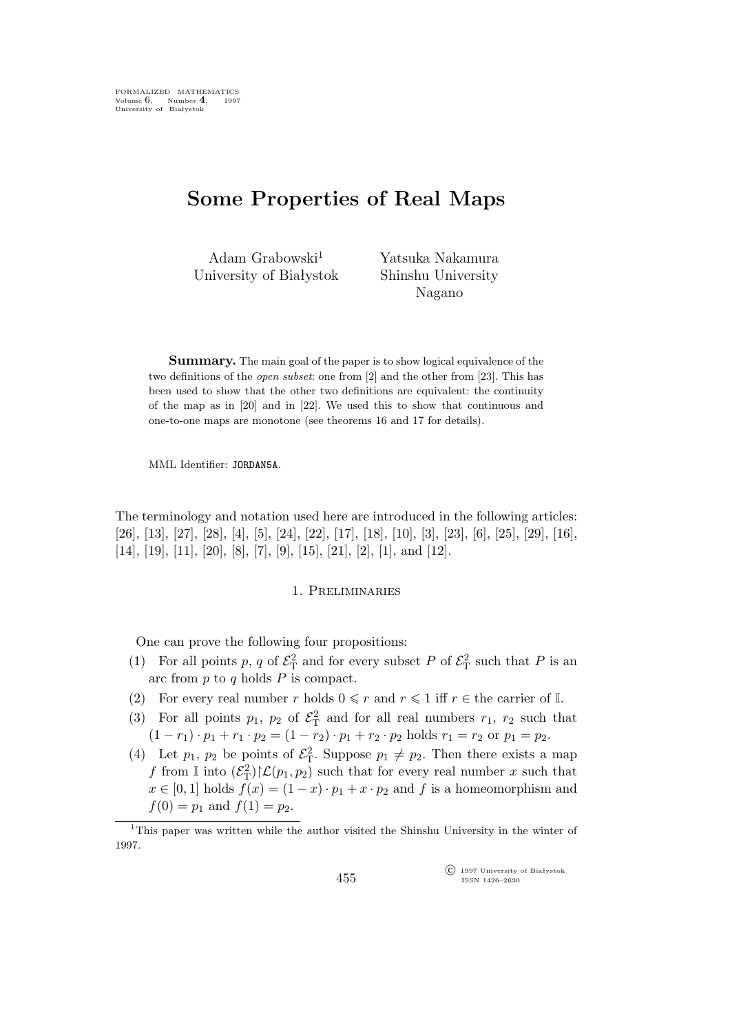# Some Properties of Real Maps

Adam Grabowski[1]
University of Białystok

Yatsuka Nakamura
Shinshu University
Nagano

**Summary.** The main goal of the paper is to show logical equivalence of the two definitions of the *open subset*: one from [2] and the other from [23]. This has been used to show that the other two definitions are equivalent: the continuity of the map as in [20] and in [22]. We used this to show that continuous and one-to-one maps are monotone (see theorems 16 and 17 for details).

MML Identifier: JORDAN5A.

The terminology and notation used here are introduced in the following articles: [26], [13], [27], [28], [4], [5], [24], [22], [17], [18], [10], [3], [23], [6], [25], [29], [16], [14], [19], [11], [20], [8], [7], [9], [15], [21], [2], [1], and [12].

## 1. Preliminaries

One can prove the following four propositions:

(1) For all points $p$, $q$ of $\mathcal{E}^2_{\mathrm{T}}$ and for every subset $P$ of $\mathcal{E}^2_{\mathrm{T}}$ such that $P$ is an arc from $p$ to $q$ holds $P$ is compact.

(2) For every real number $r$ holds $0 \leqslant r$ and $r \leqslant 1$ iff $r \in$ the carrier of $\mathbb{I}$.

(3) For all points $p_1$, $p_2$ of $\mathcal{E}^2_{\mathrm{T}}$ and for all real numbers $r_1$, $r_2$ such that $(1 - r_1) \cdot p_1 + r_1 \cdot p_2 = (1 - r_2) \cdot p_1 + r_2 \cdot p_2$ holds $r_1 = r_2$ or $p_1 = p_2$.

(4) Let $p_1$, $p_2$ be points of $\mathcal{E}^2_{\mathrm{T}}$. Suppose $p_1 \neq p_2$. Then there exists a map $f$ from $\mathbb{I}$ into $(\mathcal{E}^2_{\mathrm{T}}){\restriction}\mathcal{L}(p_1, p_2)$ such that for every real number $x$ such that $x \in [0, 1]$ holds $f(x) = (1 - x) \cdot p_1 + x \cdot p_2$ and $f$ is a homeomorphism and $f(0) = p_1$ and $f(1) = p_2$.

[1] This paper was written while the author visited the Shinshu University in the winter of 1997.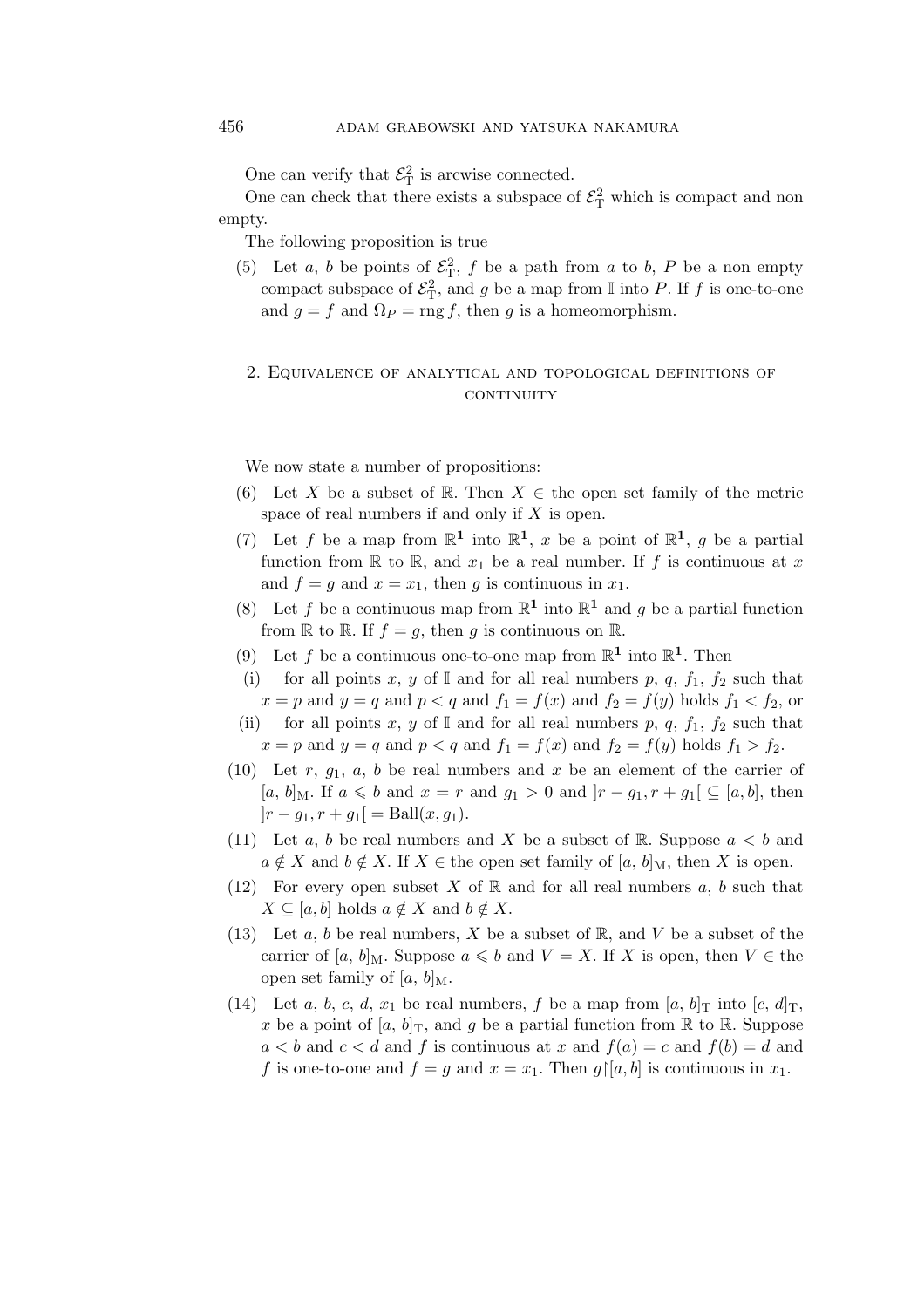One can verify that $\mathcal{E}^2_{\rm T}$ is arcwise connected.

One can check that there exists a subspace of $\mathcal{E}^2_{\rm T}$ which is compact and non empty.

The following proposition is true

(5) Let $a$, $b$ be points of $\mathcal{E}^2_{\rm T}$, $f$ be a path from $a$ to $b$, $P$ be a non empty compact subspace of $\mathcal{E}^2_{\rm T}$, and $g$ be a map from $\mathbb{I}$ into $P$. If $f$ is one-to-one and $g = f$ and $\Omega_P = \operatorname{rng} f$, then $g$ is a homeomorphism.

## 2. Equivalence of analytical and topological definitions of continuity

We now state a number of propositions:

(6) Let $X$ be a subset of $\mathbb{R}$. Then $X \in$ the open set family of the metric space of real numbers if and only if $X$ is open.

(7) Let $f$ be a map from $\mathbb{R}^{\mathbf{1}}$ into $\mathbb{R}^{\mathbf{1}}$, $x$ be a point of $\mathbb{R}^{\mathbf{1}}$, $g$ be a partial function from $\mathbb{R}$ to $\mathbb{R}$, and $x_1$ be a real number. If $f$ is continuous at $x$ and $f = g$ and $x = x_1$, then $g$ is continuous in $x_1$.

(8) Let $f$ be a continuous map from $\mathbb{R}^{\mathbf{1}}$ into $\mathbb{R}^{\mathbf{1}}$ and $g$ be a partial function from $\mathbb{R}$ to $\mathbb{R}$. If $f = g$, then $g$ is continuous on $\mathbb{R}$.

(9) Let $f$ be a continuous one-to-one map from $\mathbb{R}^{\mathbf{1}}$ into $\mathbb{R}^{\mathbf{1}}$. Then

  (i) for all points $x$, $y$ of $\mathbb{I}$ and for all real numbers $p$, $q$, $f_1$, $f_2$ such that $x = p$ and $y = q$ and $p < q$ and $f_1 = f(x)$ and $f_2 = f(y)$ holds $f_1 < f_2$, or

  (ii) for all points $x$, $y$ of $\mathbb{I}$ and for all real numbers $p$, $q$, $f_1$, $f_2$ such that $x = p$ and $y = q$ and $p < q$ and $f_1 = f(x)$ and $f_2 = f(y)$ holds $f_1 > f_2$.

(10) Let $r$, $g_1$, $a$, $b$ be real numbers and $x$ be an element of the carrier of $[a, b]_{\rm M}$. If $a \leqslant b$ and $x = r$ and $g_1 > 0$ and $]r - g_1, r + g_1[ \subseteq [a, b]$, then $]r - g_1, r + g_1[ = \operatorname{Ball}(x, g_1)$.

(11) Let $a$, $b$ be real numbers and $X$ be a subset of $\mathbb{R}$. Suppose $a < b$ and $a \notin X$ and $b \notin X$. If $X \in$ the open set family of $[a, b]_{\rm M}$, then $X$ is open.

(12) For every open subset $X$ of $\mathbb{R}$ and for all real numbers $a$, $b$ such that $X \subseteq [a, b]$ holds $a \notin X$ and $b \notin X$.

(13) Let $a$, $b$ be real numbers, $X$ be a subset of $\mathbb{R}$, and $V$ be a subset of the carrier of $[a, b]_{\rm M}$. Suppose $a \leqslant b$ and $V = X$. If $X$ is open, then $V \in$ the open set family of $[a, b]_{\rm M}$.

(14) Let $a$, $b$, $c$, $d$, $x_1$ be real numbers, $f$ be a map from $[a, b]_{\rm T}$ into $[c, d]_{\rm T}$, $x$ be a point of $[a, b]_{\rm T}$, and $g$ be a partial function from $\mathbb{R}$ to $\mathbb{R}$. Suppose $a < b$ and $c < d$ and $f$ is continuous at $x$ and $f(a) = c$ and $f(b) = d$ and $f$ is one-to-one and $f = g$ and $x = x_1$. Then $g{\restriction}[a, b]$ is continuous in $x_1$.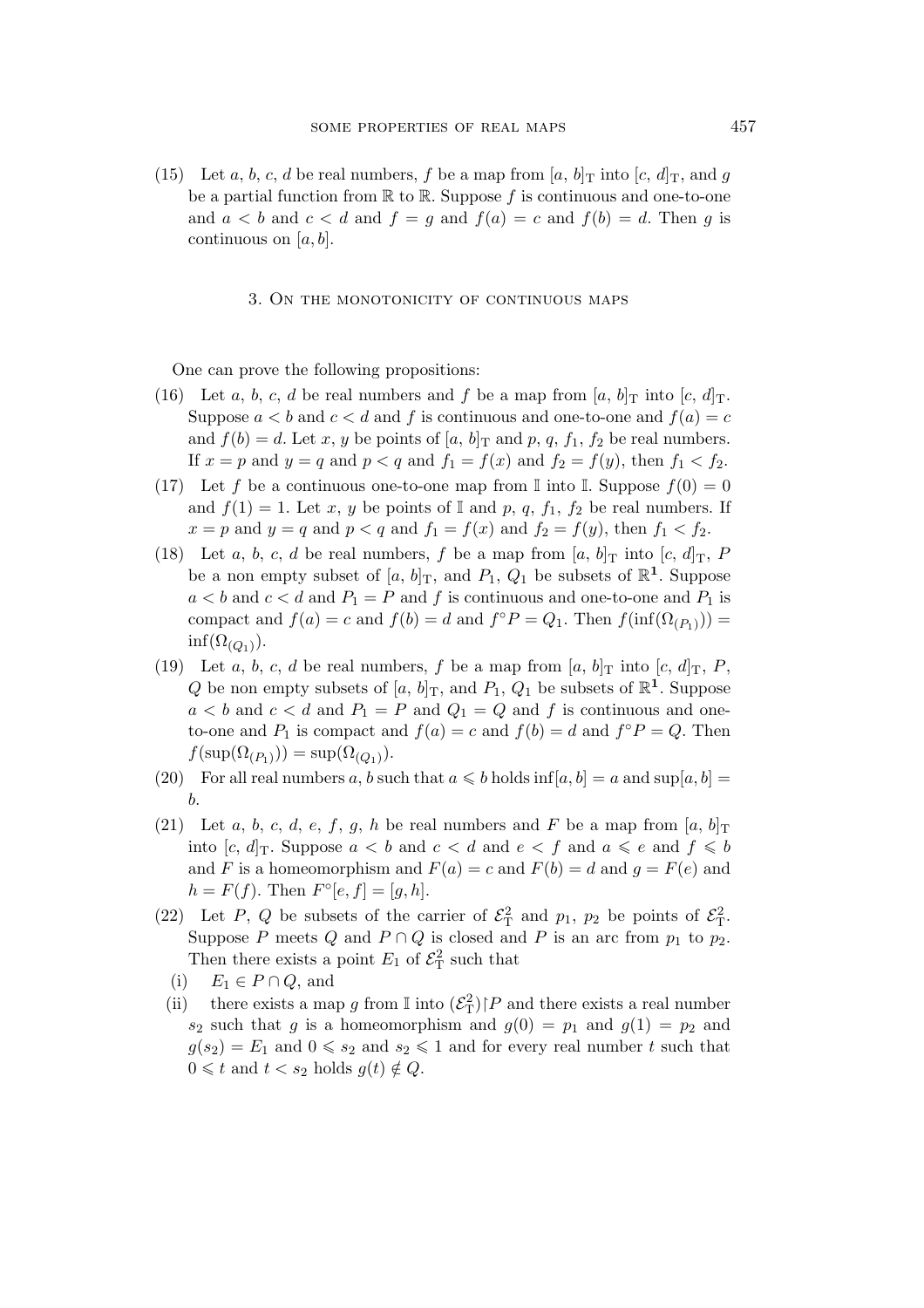(15) Let $a$, $b$, $c$, $d$ be real numbers, $f$ be a map from $[a,\, b]_{\rm T}$ into $[c,\, d]_{\rm T}$, and $g$ be a partial function from $\mathbb{R}$ to $\mathbb{R}$. Suppose $f$ is continuous and one-to-one and $a < b$ and $c < d$ and $f = g$ and $f(a) = c$ and $f(b) = d$. Then $g$ is continuous on $[a, b]$.

## 3. On the monotonicity of continuous maps

One can prove the following propositions:

(16) Let $a$, $b$, $c$, $d$ be real numbers and $f$ be a map from $[a,\, b]_{\rm T}$ into $[c,\, d]_{\rm T}$. Suppose $a < b$ and $c < d$ and $f$ is continuous and one-to-one and $f(a) = c$ and $f(b) = d$. Let $x$, $y$ be points of $[a,\, b]_{\rm T}$ and $p$, $q$, $f_1$, $f_2$ be real numbers. If $x = p$ and $y = q$ and $p < q$ and $f_1 = f(x)$ and $f_2 = f(y)$, then $f_1 < f_2$.

(17) Let $f$ be a continuous one-to-one map from $\mathbb{I}$ into $\mathbb{I}$. Suppose $f(0) = 0$ and $f(1) = 1$. Let $x$, $y$ be points of $\mathbb{I}$ and $p$, $q$, $f_1$, $f_2$ be real numbers. If $x = p$ and $y = q$ and $p < q$ and $f_1 = f(x)$ and $f_2 = f(y)$, then $f_1 < f_2$.

(18) Let $a$, $b$, $c$, $d$ be real numbers, $f$ be a map from $[a,\, b]_{\rm T}$ into $[c,\, d]_{\rm T}$, $P$ be a non empty subset of $[a,\, b]_{\rm T}$, and $P_1$, $Q_1$ be subsets of $\mathbb{R}^{\mathbf{1}}$. Suppose $a < b$ and $c < d$ and $P_1 = P$ and $f$ is continuous and one-to-one and $P_1$ is compact and $f(a) = c$ and $f(b) = d$ and $f^{\circ}P = Q_1$. Then $f(\inf(\Omega_{(P_1)})) = \inf(\Omega_{(Q_1)})$.

(19) Let $a$, $b$, $c$, $d$ be real numbers, $f$ be a map from $[a,\, b]_{\rm T}$ into $[c,\, d]_{\rm T}$, $P$, $Q$ be non empty subsets of $[a,\, b]_{\rm T}$, and $P_1$, $Q_1$ be subsets of $\mathbb{R}^{\mathbf{1}}$. Suppose $a < b$ and $c < d$ and $P_1 = P$ and $Q_1 = Q$ and $f$ is continuous and one-to-one and $P_1$ is compact and $f(a) = c$ and $f(b) = d$ and $f^{\circ}P = Q$. Then $f(\sup(\Omega_{(P_1)})) = \sup(\Omega_{(Q_1)})$.

(20) For all real numbers $a$, $b$ such that $a \leqslant b$ holds $\inf[a, b] = a$ and $\sup[a, b] = b$.

(21) Let $a$, $b$, $c$, $d$, $e$, $f$, $g$, $h$ be real numbers and $F$ be a map from $[a,\, b]_{\rm T}$ into $[c,\, d]_{\rm T}$. Suppose $a < b$ and $c < d$ and $e < f$ and $a \leqslant e$ and $f \leqslant b$ and $F$ is a homeomorphism and $F(a) = c$ and $F(b) = d$ and $g = F(e)$ and $h = F(f)$. Then $F^{\circ}[e, f] = [g, h]$.

(22) Let $P$, $Q$ be subsets of the carrier of $\mathcal{E}^2_{\rm T}$ and $p_1$, $p_2$ be points of $\mathcal{E}^2_{\rm T}$. Suppose $P$ meets $Q$ and $P \cap Q$ is closed and $P$ is an arc from $p_1$ to $p_2$. Then there exists a point $E_1$ of $\mathcal{E}^2_{\rm T}$ such that

  (i) $E_1 \in P \cap Q$, and

  (ii) there exists a map $g$ from $\mathbb{I}$ into $(\mathcal{E}^2_{\rm T}){\restriction}P$ and there exists a real number $s_2$ such that $g$ is a homeomorphism and $g(0) = p_1$ and $g(1) = p_2$ and $g(s_2) = E_1$ and $0 \leqslant s_2$ and $s_2 \leqslant 1$ and for every real number $t$ such that $0 \leqslant t$ and $t < s_2$ holds $g(t) \notin Q$.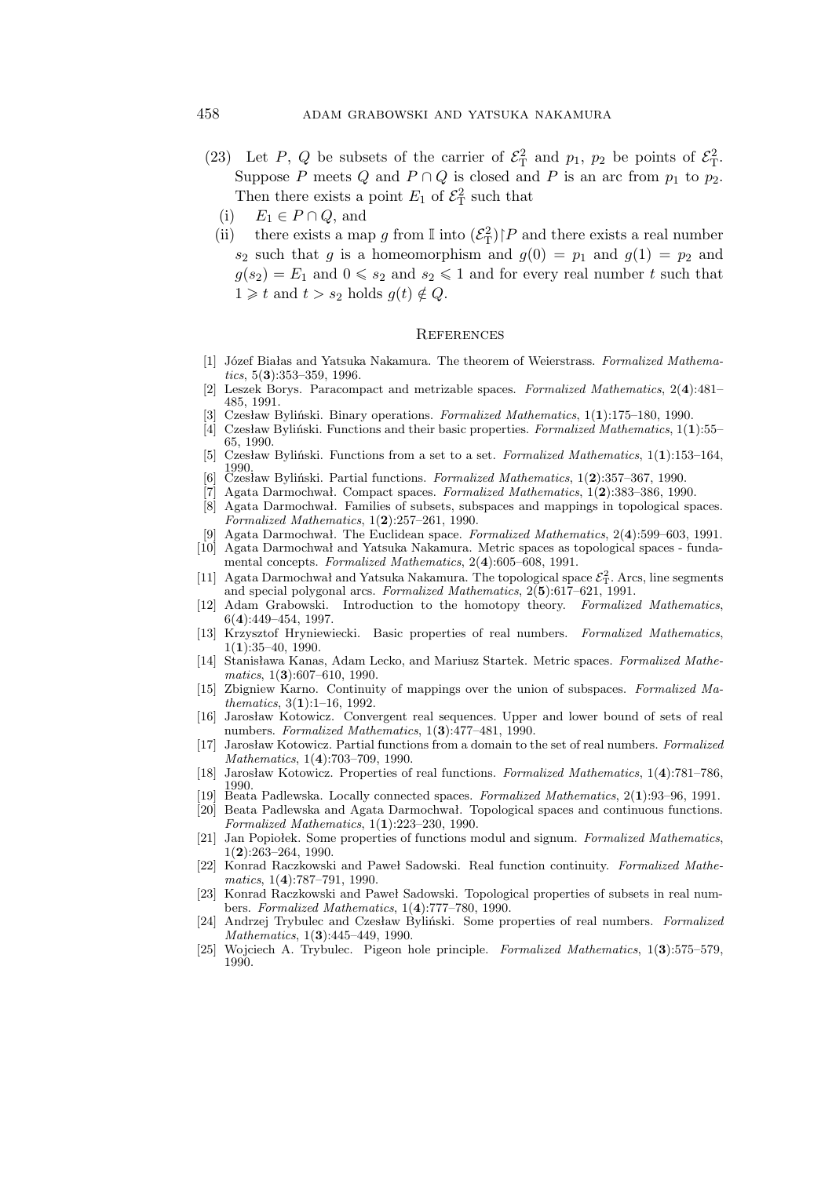(23) Let $P$, $Q$ be subsets of the carrier of $\mathcal{E}^2_{\rm T}$ and $p_1$, $p_2$ be points of $\mathcal{E}^2_{\rm T}$. Suppose $P$ meets $Q$ and $P \cap Q$ is closed and $P$ is an arc from $p_1$ to $p_2$. Then there exists a point $E_1$ of $\mathcal{E}^2_{\rm T}$ such that

  (i) $E_1 \in P \cap Q$, and

  (ii) there exists a map $g$ from $\mathbb{I}$ into $(\mathcal{E}^2_{\rm T}) \restriction P$ and there exists a real number $s_2$ such that $g$ is a homeomorphism and $g(0) = p_1$ and $g(1) = p_2$ and $g(s_2) = E_1$ and $0 \leqslant s_2$ and $s_2 \leqslant 1$ and for every real number $t$ such that $1 \geqslant t$ and $t > s_2$ holds $g(t) \notin Q$.

## References

[1] Józef Białas and Yatsuka Nakamura. The theorem of Weierstrass. *Formalized Mathematics*, 5(**3**):353–359, 1996.

[2] Leszek Borys. Paracompact and metrizable spaces. *Formalized Mathematics*, 2(**4**):481–485, 1991.

[3] Czesław Byliński. Binary operations. *Formalized Mathematics*, 1(**1**):175–180, 1990.

[4] Czesław Byliński. Functions and their basic properties. *Formalized Mathematics*, 1(**1**):55–65, 1990.

[5] Czesław Byliński. Functions from a set to a set. *Formalized Mathematics*, 1(**1**):153–164, 1990.

[6] Czesław Byliński. Partial functions. *Formalized Mathematics*, 1(**2**):357–367, 1990.

[7] Agata Darmochwał. Compact spaces. *Formalized Mathematics*, 1(**2**):383–386, 1990.

[8] Agata Darmochwał. Families of subsets, subspaces and mappings in topological spaces. *Formalized Mathematics*, 1(**2**):257–261, 1990.

[9] Agata Darmochwał. The Euclidean space. *Formalized Mathematics*, 2(**4**):599–603, 1991.

[10] Agata Darmochwał and Yatsuka Nakamura. Metric spaces as topological spaces - fundamental concepts. *Formalized Mathematics*, 2(**4**):605–608, 1991.

[11] Agata Darmochwał and Yatsuka Nakamura. The topological space $\mathcal{E}^2_{\rm T}$. Arcs, line segments and special polygonal arcs. *Formalized Mathematics*, 2(**5**):617–621, 1991.

[12] Adam Grabowski. Introduction to the homotopy theory. *Formalized Mathematics*, 6(**4**):449–454, 1997.

[13] Krzysztof Hryniewiecki. Basic properties of real numbers. *Formalized Mathematics*, 1(**1**):35–40, 1990.

[14] Stanisława Kanas, Adam Lecko, and Mariusz Startek. Metric spaces. *Formalized Mathematics*, 1(**3**):607–610, 1990.

[15] Zbigniew Karno. Continuity of mappings over the union of subspaces. *Formalized Mathematics*, 3(**1**):1–16, 1992.

[16] Jarosław Kotowicz. Convergent real sequences. Upper and lower bound of sets of real numbers. *Formalized Mathematics*, 1(**3**):477–481, 1990.

[17] Jarosław Kotowicz. Partial functions from a domain to the set of real numbers. *Formalized Mathematics*, 1(**4**):703–709, 1990.

[18] Jarosław Kotowicz. Properties of real functions. *Formalized Mathematics*, 1(**4**):781–786, 1990.

[19] Beata Padlewska. Locally connected spaces. *Formalized Mathematics*, 2(**1**):93–96, 1991.

[20] Beata Padlewska and Agata Darmochwał. Topological spaces and continuous functions. *Formalized Mathematics*, 1(**1**):223–230, 1990.

[21] Jan Popiołek. Some properties of functions modul and signum. *Formalized Mathematics*, 1(**2**):263–264, 1990.

[22] Konrad Raczkowski and Paweł Sadowski. Real function continuity. *Formalized Mathematics*, 1(**4**):787–791, 1990.

[23] Konrad Raczkowski and Paweł Sadowski. Topological properties of subsets in real numbers. *Formalized Mathematics*, 1(**4**):777–780, 1990.

[24] Andrzej Trybulec and Czesław Byliński. Some properties of real numbers. *Formalized Mathematics*, 1(**3**):445–449, 1990.

[25] Wojciech A. Trybulec. Pigeon hole principle. *Formalized Mathematics*, 1(**3**):575–579, 1990.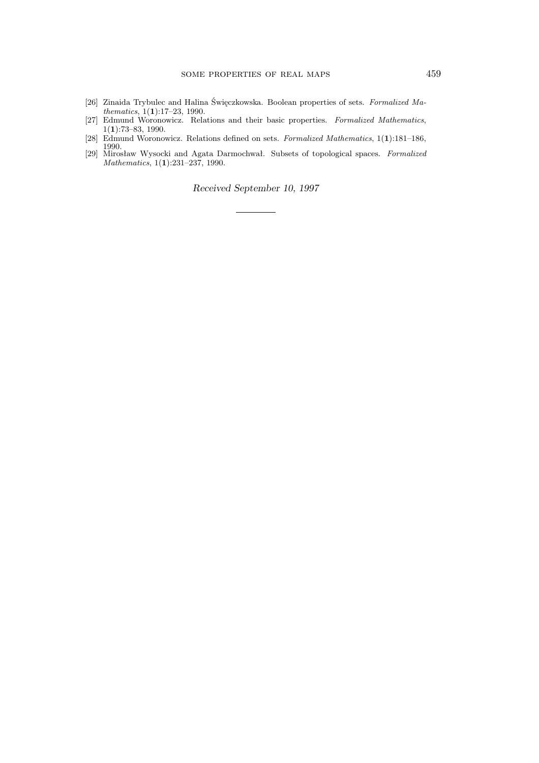[26] Zinaida Trybulec and Halina Święczkowska. Boolean properties of sets. *Formalized Mathematics*, 1(**1**):17–23, 1990.

[27] Edmund Woronowicz. Relations and their basic properties. *Formalized Mathematics*, 1(**1**):73–83, 1990.

[28] Edmund Woronowicz. Relations defined on sets. *Formalized Mathematics*, 1(**1**):181–186, 1990.

[29] Mirosław Wysocki and Agata Darmochwał. Subsets of topological spaces. *Formalized Mathematics*, 1(**1**):231–237, 1990.

*Received September 10, 1997*